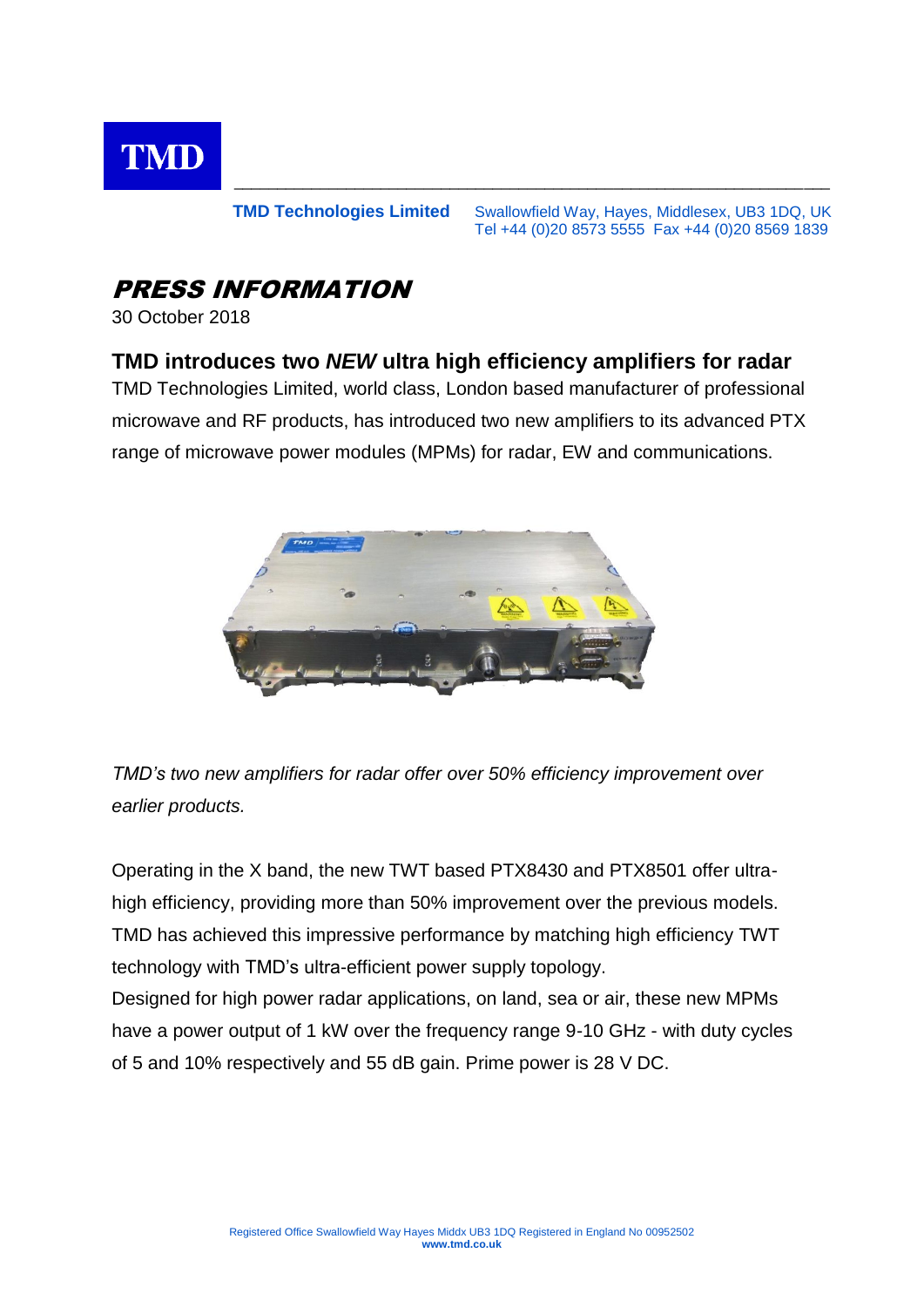TMD

**TMD Technologies Limited** Swallowfield Way, Hayes, Middlesex, UB3 1DQ, UK
Tel +44 (0)20 8573 5555 Fax +44 (0)20 8569 1839

# *PRESS INFORMATION*

30 October 2018

## TMD introduces two *NEW* ultra high efficiency amplifiers for radar

TMD Technologies Limited, world class, London based manufacturer of professional microwave and RF products, has introduced two new amplifiers to its advanced PTX range of microwave power modules (MPMs) for radar, EW and communications.

*TMD's two new amplifiers for radar offer over 50% efficiency improvement over earlier products.*

Operating in the X band, the new TWT based PTX8430 and PTX8501 offer ultra-high efficiency, providing more than 50% improvement over the previous models. TMD has achieved this impressive performance by matching high efficiency TWT technology with TMD's ultra-efficient power supply topology.
Designed for high power radar applications, on land, sea or air, these new MPMs have a power output of 1 kW over the frequency range 9-10 GHz - with duty cycles of 5 and 10% respectively and 55 dB gain. Prime power is 28 V DC.

Registered Office Swallowfield Way Hayes Middx UB3 1DQ Registered in England No 00952502
**www.tmd.co.uk**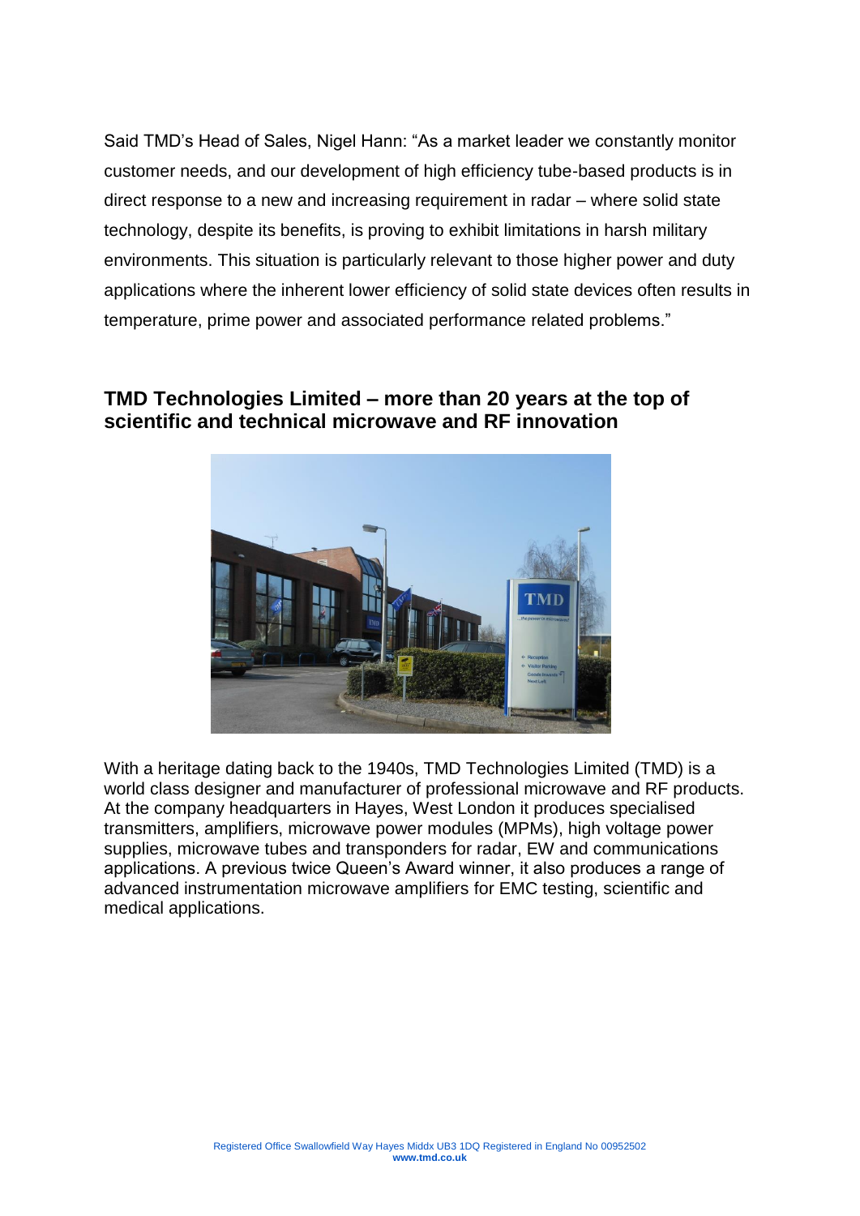Said TMD's Head of Sales, Nigel Hann: "As a market leader we constantly monitor customer needs, and our development of high efficiency tube-based products is in direct response to a new and increasing requirement in radar – where solid state technology, despite its benefits, is proving to exhibit limitations in harsh military environments. This situation is particularly relevant to those higher power and duty applications where the inherent lower efficiency of solid state devices often results in temperature, prime power and associated performance related problems."

## TMD Technologies Limited – more than 20 years at the top of scientific and technical microwave and RF innovation

With a heritage dating back to the 1940s, TMD Technologies Limited (TMD) is a world class designer and manufacturer of professional microwave and RF products. At the company headquarters in Hayes, West London it produces specialised transmitters, amplifiers, microwave power modules (MPMs), high voltage power supplies, microwave tubes and transponders for radar, EW and communications applications. A previous twice Queen's Award winner, it also produces a range of advanced instrumentation microwave amplifiers for EMC testing, scientific and medical applications.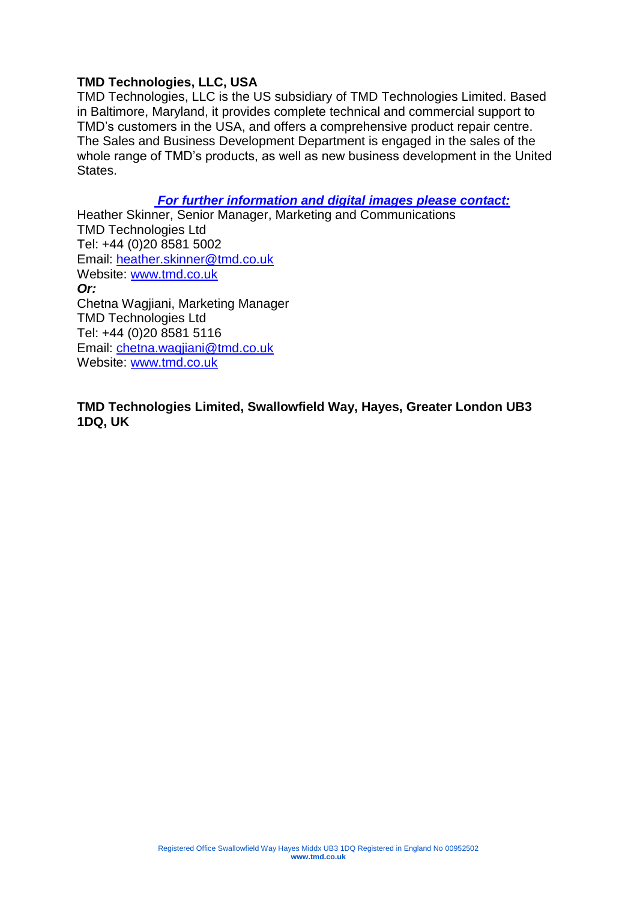**TMD Technologies, LLC, USA**

TMD Technologies, LLC is the US subsidiary of TMD Technologies Limited. Based in Baltimore, Maryland, it provides complete technical and commercial support to TMD's customers in the USA, and offers a comprehensive product repair centre. The Sales and Business Development Department is engaged in the sales of the whole range of TMD's products, as well as new business development in the United States.

***For further information and digital images please contact:***

Heather Skinner, Senior Manager, Marketing and Communications
TMD Technologies Ltd
Tel: +44 (0)20 8581 5002
Email: heather.skinner@tmd.co.uk
Website: www.tmd.co.uk

***Or:***

Chetna Wagjiani, Marketing Manager
TMD Technologies Ltd
Tel: +44 (0)20 8581 5116
Email: chetna.wagjiani@tmd.co.uk
Website: www.tmd.co.uk

**TMD Technologies Limited, Swallowfield Way, Hayes, Greater London UB3 1DQ, UK**